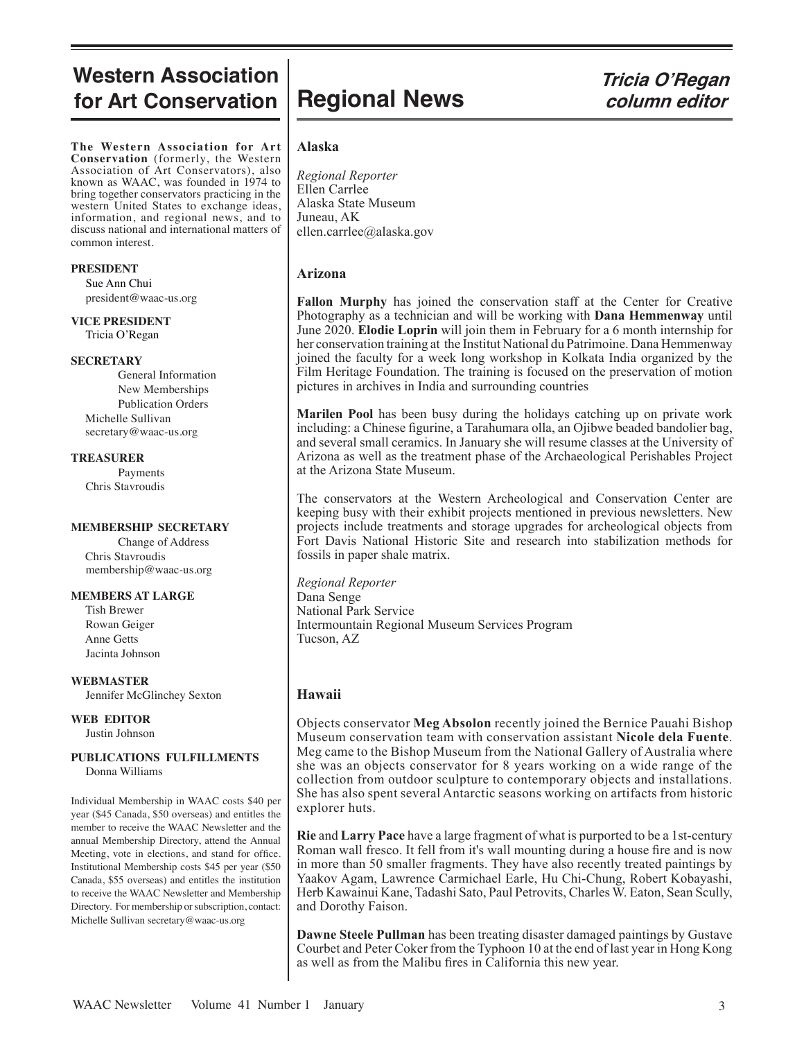# Western Association for Art Conservation

**The Western Association for Art Conservation** (formerly, the Western Association of Art Conservators), also known as WAAC, was founded in 1974 to bring together conservators practicing in the western United States to exchange ideas, information, and regional news, and to discuss national and international matters of common interest.

**PRESIDENT**
Sue Ann Chui
president@waac-us.org

**VICE PRESIDENT**
Tricia O'Regan

**SECRETARY**
General Information
New Memberships
Publication Orders
Michelle Sullivan
secretary@waac-us.org

**TREASURER**
Payments
Chris Stavroudis

**MEMBERSHIP SECRETARY**
Change of Address
Chris Stavroudis
membership@waac-us.org

**MEMBERS AT LARGE**
Tish Brewer
Rowan Geiger
Anne Getts
Jacinta Johnson

**WEBMASTER**
Jennifer McGlinchey Sexton

**WEB EDITOR**
Justin Johnson

**PUBLICATIONS FULFILLMENTS**
Donna Williams

Individual Membership in WAAC costs $40 per year ($45 Canada, $50 overseas) and entitles the member to receive the WAAC Newsletter and the annual Membership Directory, attend the Annual Meeting, vote in elections, and stand for office. Institutional Membership costs $45 per year ($50 Canada, $55 overseas) and entitles the institution to receive the WAAC Newsletter and Membership Directory. For membership or subscription, contact: Michelle Sullivan secretary@waac-us.org

# Regional News

***Tricia O'Regan column editor***

## Alaska

*Regional Reporter*
Ellen Carrlee
Alaska State Museum
Juneau, AK
ellen.carrlee@alaska.gov

## Arizona

**Fallon Murphy** has joined the conservation staff at the Center for Creative Photography as a technician and will be working with **Dana Hemmenway** until June 2020. **Elodie Loprin** will join them in February for a 6 month internship for her conservation training at the Institut National du Patrimoine. Dana Hemmenway joined the faculty for a week long workshop in Kolkata India organized by the Film Heritage Foundation. The training is focused on the preservation of motion pictures in archives in India and surrounding countries

**Marilen Pool** has been busy during the holidays catching up on private work including: a Chinese figurine, a Tarahumara olla, an Ojibwe beaded bandolier bag, and several small ceramics. In January she will resume classes at the University of Arizona as well as the treatment phase of the Archaeological Perishables Project at the Arizona State Museum.

The conservators at the Western Archeological and Conservation Center are keeping busy with their exhibit projects mentioned in previous newsletters. New projects include treatments and storage upgrades for archeological objects from Fort Davis National Historic Site and research into stabilization methods for fossils in paper shale matrix.

*Regional Reporter*
Dana Senge
National Park Service
Intermountain Regional Museum Services Program
Tucson, AZ

## Hawaii

Objects conservator **Meg Absolon** recently joined the Bernice Pauahi Bishop Museum conservation team with conservation assistant **Nicole dela Fuente**. Meg came to the Bishop Museum from the National Gallery of Australia where she was an objects conservator for 8 years working on a wide range of the collection from outdoor sculpture to contemporary objects and installations. She has also spent several Antarctic seasons working on artifacts from historic explorer huts.

**Rie** and **Larry Pace** have a large fragment of what is purported to be a 1st-century Roman wall fresco. It fell from it's wall mounting during a house fire and is now in more than 50 smaller fragments. They have also recently treated paintings by Yaakov Agam, Lawrence Carmichael Earle, Hu Chi-Chung, Robert Kobayashi, Herb Kawainui Kane, Tadashi Sato, Paul Petrovits, Charles W. Eaton, Sean Scully, and Dorothy Faison.

**Dawne Steele Pullman** has been treating disaster damaged paintings by Gustave Courbet and Peter Coker from the Typhoon 10 at the end of last year in Hong Kong as well as from the Malibu fires in California this new year.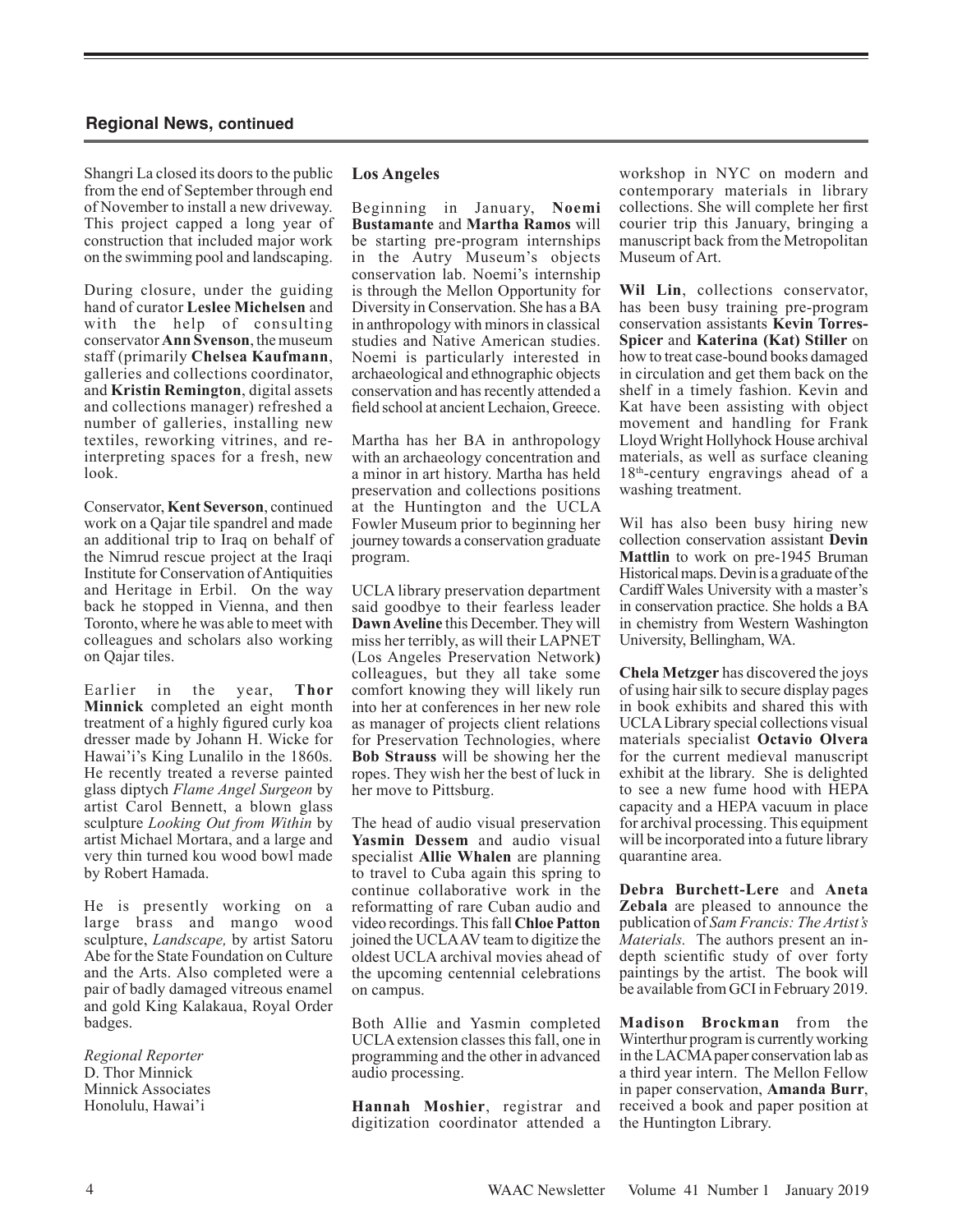## Regional News, continued

Shangri La closed its doors to the public from the end of September through end of November to install a new driveway. This project capped a long year of construction that included major work on the swimming pool and landscaping.

During closure, under the guiding hand of curator **Leslee Michelsen** and with the help of consulting conservator **Ann Svenson**, the museum staff (primarily **Chelsea Kaufmann**, galleries and collections coordinator, and **Kristin Remington**, digital assets and collections manager) refreshed a number of galleries, installing new textiles, reworking vitrines, and re-interpreting spaces for a fresh, new look.

Conservator, **Kent Severson**, continued work on a Qajar tile spandrel and made an additional trip to Iraq on behalf of the Nimrud rescue project at the Iraqi Institute for Conservation of Antiquities and Heritage in Erbil. On the way back he stopped in Vienna, and then Toronto, where he was able to meet with colleagues and scholars also working on Qajar tiles.

Earlier in the year, **Thor Minnick** completed an eight month treatment of a highly figured curly koa dresser made by Johann H. Wicke for Hawai'i's King Lunalilo in the 1860s. He recently treated a reverse painted glass diptych *Flame Angel Surgeon* by artist Carol Bennett, a blown glass sculpture *Looking Out from Within* by artist Michael Mortara, and a large and very thin turned kou wood bowl made by Robert Hamada.

He is presently working on a large brass and mango wood sculpture, *Landscape,* by artist Satoru Abe for the State Foundation on Culture and the Arts. Also completed were a pair of badly damaged vitreous enamel and gold King Kalakaua, Royal Order badges.

*Regional Reporter*
D. Thor Minnick
Minnick Associates
Honolulu, Hawai'i

### Los Angeles

Beginning in January, **Noemi Bustamante** and **Martha Ramos** will be starting pre-program internships in the Autry Museum's objects conservation lab. Noemi's internship is through the Mellon Opportunity for Diversity in Conservation. She has a BA in anthropology with minors in classical studies and Native American studies. Noemi is particularly interested in archaeological and ethnographic objects conservation and has recently attended a field school at ancient Lechaion, Greece.

Martha has her BA in anthropology with an archaeology concentration and a minor in art history. Martha has held preservation and collections positions at the Huntington and the UCLA Fowler Museum prior to beginning her journey towards a conservation graduate program.

UCLA library preservation department said goodbye to their fearless leader **Dawn Aveline** this December. They will miss her terribly, as will their LAPNET (Los Angeles Preservation Network) colleagues, but they all take some comfort knowing they will likely run into her at conferences in her new role as manager of projects client relations for Preservation Technologies, where **Bob Strauss** will be showing her the ropes. They wish her the best of luck in her move to Pittsburg.

The head of audio visual preservation **Yasmin Dessem** and audio visual specialist **Allie Whalen** are planning to travel to Cuba again this spring to continue collaborative work in the reformatting of rare Cuban audio and video recordings. This fall **Chloe Patton** joined the UCLA AV team to digitize the oldest UCLA archival movies ahead of the upcoming centennial celebrations on campus.

Both Allie and Yasmin completed UCLA extension classes this fall, one in programming and the other in advanced audio processing.

**Hannah Moshier**, registrar and digitization coordinator attended a workshop in NYC on modern and contemporary materials in library collections. She will complete her first courier trip this January, bringing a manuscript back from the Metropolitan Museum of Art.

**Wil Lin**, collections conservator, has been busy training pre-program conservation assistants **Kevin Torres-Spicer** and **Katerina (Kat) Stiller** on how to treat case-bound books damaged in circulation and get them back on the shelf in a timely fashion. Kevin and Kat have been assisting with object movement and handling for Frank Lloyd Wright Hollyhock House archival materials, as well as surface cleaning 18th-century engravings ahead of a washing treatment.

Wil has also been busy hiring new collection conservation assistant **Devin Mattlin** to work on pre-1945 Bruman Historical maps. Devin is a graduate of the Cardiff Wales University with a master's in conservation practice. She holds a BA in chemistry from Western Washington University, Bellingham, WA.

**Chela Metzger** has discovered the joys of using hair silk to secure display pages in book exhibits and shared this with UCLA Library special collections visual materials specialist **Octavio Olvera** for the current medieval manuscript exhibit at the library. She is delighted to see a new fume hood with HEPA capacity and a HEPA vacuum in place for archival processing. This equipment will be incorporated into a future library quarantine area.

**Debra Burchett-Lere** and **Aneta Zebala** are pleased to announce the publication of *Sam Francis: The Artist's Materials.* The authors present an in-depth scientific study of over forty paintings by the artist. The book will be available from GCI in February 2019.

**Madison Brockman** from the Winterthur program is currently working in the LACMA paper conservation lab as a third year intern. The Mellon Fellow in paper conservation, **Amanda Burr**, received a book and paper position at the Huntington Library.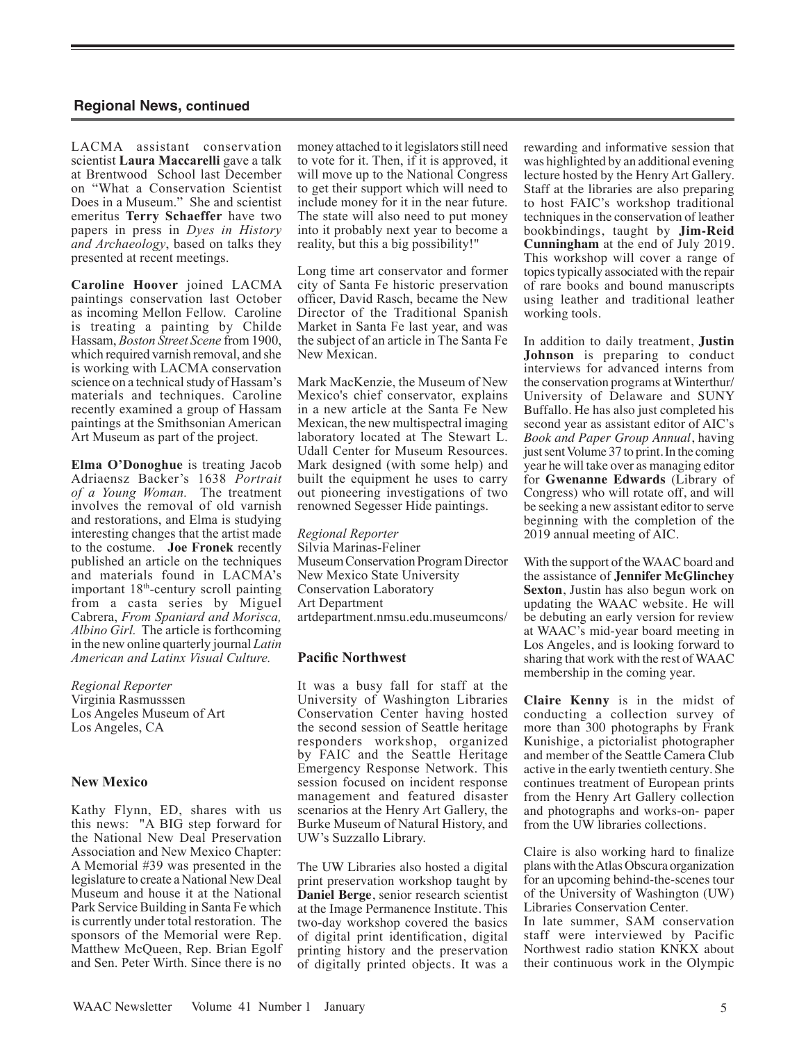## Regional News, continued

LACMA assistant conservation scientist **Laura Maccarelli** gave a talk at Brentwood School last December on “What a Conservation Scientist Does in a Museum.” She and scientist emeritus **Terry Schaeffer** have two papers in press in *Dyes in History and Archaeology*, based on talks they presented at recent meetings.

**Caroline Hoover** joined LACMA paintings conservation last October as incoming Mellon Fellow. Caroline is treating a painting by Childe Hassam, *Boston Street Scene* from 1900, which required varnish removal, and she is working with LACMA conservation science on a technical study of Hassam's materials and techniques. Caroline recently examined a group of Hassam paintings at the Smithsonian American Art Museum as part of the project.

**Elma O'Donoghue** is treating Jacob Adriaensz Backer's 1638 *Portrait of a Young Woman.* The treatment involves the removal of old varnish and restorations, and Elma is studying interesting changes that the artist made to the costume. **Joe Fronek** recently published an article on the techniques and materials found in LACMA's important 18th-century scroll painting from a casta series by Miguel Cabrera, *From Spaniard and Morisca, Albino Girl.* The article is forthcoming in the new online quarterly journal *Latin American and Latinx Visual Culture.*

*Regional Reporter*
Virginia Rasmusssen
Los Angeles Museum of Art
Los Angeles, CA

### New Mexico

Kathy Flynn, ED, shares with us this news: "A BIG step forward for the National New Deal Preservation Association and New Mexico Chapter: A Memorial #39 was presented in the legislature to create a National New Deal Museum and house it at the National Park Service Building in Santa Fe which is currently under total restoration. The sponsors of the Memorial were Rep. Matthew McQueen, Rep. Brian Egolf and Sen. Peter Wirth. Since there is no money attached to it legislators still need to vote for it. Then, if it is approved, it will move up to the National Congress to get their support which will need to include money for it in the near future. The state will also need to put money into it probably next year to become a reality, but this a big possibility!"

Long time art conservator and former city of Santa Fe historic preservation officer, David Rasch, became the New Director of the Traditional Spanish Market in Santa Fe last year, and was the subject of an article in The Santa Fe New Mexican.

Mark MacKenzie, the Museum of New Mexico's chief conservator, explains in a new article at the Santa Fe New Mexican, the new multispectral imaging laboratory located at The Stewart L. Udall Center for Museum Resources. Mark designed (with some help) and built the equipment he uses to carry out pioneering investigations of two renowned Segesser Hide paintings.

*Regional Reporter*
Silvia Marinas-Feliner
Museum Conservation Program Director
New Mexico State University
Conservation Laboratory
Art Department
artdepartment.nmsu.edu.museumcons/

### Pacific Northwest

It was a busy fall for staff at the University of Washington Libraries Conservation Center having hosted the second session of Seattle heritage responders workshop, organized by FAIC and the Seattle Heritage Emergency Response Network. This session focused on incident response management and featured disaster scenarios at the Henry Art Gallery, the Burke Museum of Natural History, and UW's Suzzallo Library.

The UW Libraries also hosted a digital print preservation workshop taught by **Daniel Berge**, senior research scientist at the Image Permanence Institute. This two-day workshop covered the basics of digital print identification, digital printing history and the preservation of digitally printed objects. It was a rewarding and informative session that was highlighted by an additional evening lecture hosted by the Henry Art Gallery. Staff at the libraries are also preparing to host FAIC's workshop traditional techniques in the conservation of leather bookbindings, taught by **Jim-Reid Cunningham** at the end of July 2019. This workshop will cover a range of topics typically associated with the repair of rare books and bound manuscripts using leather and traditional leather working tools.

In addition to daily treatment, **Justin Johnson** is preparing to conduct interviews for advanced interns from the conservation programs at Winterthur/University of Delaware and SUNY Buffalo. He has also just completed his second year as assistant editor of AIC's *Book and Paper Group Annual*, having just sent Volume 37 to print. In the coming year he will take over as managing editor for **Gwenanne Edwards** (Library of Congress) who will rotate off, and will be seeking a new assistant editor to serve beginning with the completion of the 2019 annual meeting of AIC.

With the support of the WAAC board and the assistance of **Jennifer McGlinchey Sexton**, Justin has also begun work on updating the WAAC website. He will be debuting an early version for review at WAAC's mid-year board meeting in Los Angeles, and is looking forward to sharing that work with the rest of WAAC membership in the coming year.

**Claire Kenny** is in the midst of conducting a collection survey of more than 300 photographs by Frank Kunishige, a pictorialist photographer and member of the Seattle Camera Club active in the early twentieth century. She continues treatment of European prints from the Henry Art Gallery collection and photographs and works-on- paper from the UW libraries collections.

Claire is also working hard to finalize plans with the Atlas Obscura organization for an upcoming behind-the-scenes tour of the University of Washington (UW) Libraries Conservation Center.

In late summer, SAM conservation staff were interviewed by Pacific Northwest radio station KNKX about their continuous work in the Olympic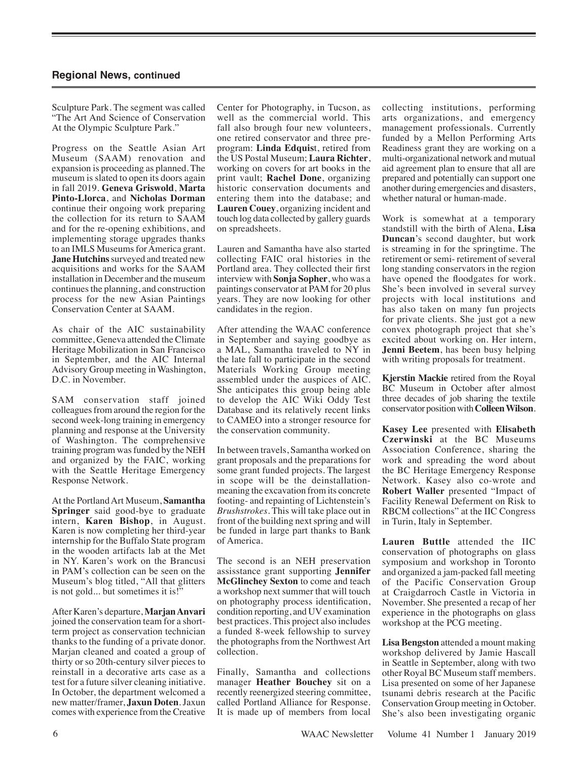## Regional News, continued

Sculpture Park. The segment was called "The Art And Science of Conservation At the Olympic Sculpture Park."

Progress on the Seattle Asian Art Museum (SAAM) renovation and expansion is proceeding as planned. The museum is slated to open its doors again in fall 2019. **Geneva Griswold**, **Marta Pinto-Llorca**, and **Nicholas Dorman** continue their ongoing work preparing the collection for its return to SAAM and for the re-opening exhibitions, and implementing storage upgrades thanks to an IMLS Museums for America grant. **Jane Hutchins** surveyed and treated new acquisitions and works for the SAAM installation in December and the museum continues the planning, and construction process for the new Asian Paintings Conservation Center at SAAM.

As chair of the AIC sustainability committee, Geneva attended the Climate Heritage Mobilization in San Francisco in September, and the AIC Internal Advisory Group meeting in Washington, D.C. in November.

SAM conservation staff joined colleagues from around the region for the second week-long training in emergency planning and response at the University of Washington. The comprehensive training program was funded by the NEH and organized by the FAIC, working with the Seattle Heritage Emergency Response Network.

At the Portland Art Museum, **Samantha Springer** said good-bye to graduate intern, **Karen Bishop**, in August. Karen is now completing her third-year internship for the Buffalo State program in the wooden artifacts lab at the Met in NY. Karen's work on the Brancusi in PAM's collection can be seen on the Museum's blog titled, "All that glitters is not gold... but sometimes it is!"

After Karen's departure, **Marjan Anvari** joined the conservation team for a short-term project as conservation technician thanks to the funding of a private donor. Marjan cleaned and coated a group of thirty or so 20th-century silver pieces to reinstall in a decorative arts case as a test for a future silver cleaning initiative. In October, the department welcomed a new matter/framer, **Jaxun Doten**. Jaxun comes with experience from the Creative Center for Photography, in Tucson, as well as the commercial world. This fall also brough four new volunteers, one retired conservator and three pre-program: **Linda Edquis**t, retired from the US Postal Museum; **Laura Richter**, working on covers for art books in the print vault; **Rachel Done**, organizing historic conservation documents and entering them into the database; and **Lauren Couey**, organizing incident and touch log data collected by gallery guards on spreadsheets.

Lauren and Samantha have also started collecting FAIC oral histories in the Portland area. They collected their first interview with **Sonja Sopher**, who was a paintings conservator at PAM for 20 plus years. They are now looking for other candidates in the region.

After attending the WAAC conference in September and saying goodbye as a MAL, Samantha traveled to NY in the late fall to participate in the second Materials Working Group meeting assembled under the auspices of AIC. She anticipates this group being able to develop the AIC Wiki Oddy Test Database and its relatively recent links to CAMEO into a stronger resource for the conservation community.

In between travels, Samantha worked on grant proposals and the preparations for some grant funded projects. The largest in scope will be the deinstallation-meaning the excavation from its concrete footing- and repainting of Lichtenstein's *Brushstrokes*. This will take place out in front of the building next spring and will be funded in large part thanks to Bank of America.

The second is an NEH preservation assisstance grant supporting **Jennifer McGlinchey Sexton** to come and teach a workshop next summer that will touch on photography process identification, condition reporting, and UV examination best practices. This project also includes a funded 8-week fellowship to survey the photographs from the Northwest Art collection.

Finally, Samantha and collections manager **Heather Bouchey** sit on a recently reenergized steering committee, called Portland Alliance for Response. It is made up of members from local collecting institutions, performing arts organizations, and emergency management professionals. Currently funded by a Mellon Performing Arts Readiness grant they are working on a multi-organizational network and mutual aid agreement plan to ensure that all are prepared and potentially can support one another during emergencies and disasters, whether natural or human-made.

Work is somewhat at a temporary standstill with the birth of Alena, **Lisa Duncan**'s second daughter, but work is streaming in for the springtime. The retirement or semi- retirement of several long standing conservators in the region have opened the floodgates for work. She's been involved in several survey projects with local institutions and has also taken on many fun projects for private clients. She just got a new convex photograph project that she's excited about working on. Her intern, **Jenni Beetem**, has been busy helping with writing proposals for treatment.

**Kjerstin Mackie** retired from the Royal BC Museum in October after almost three decades of job sharing the textile conservator position with **Colleen Wilson**.

**Kasey Lee** presented with **Elisabeth Czerwinski** at the BC Museums Association Conference, sharing the work and spreading the word about the BC Heritage Emergency Response Network. Kasey also co-wrote and **Robert Waller** presented "Impact of Facility Renewal Deferment on Risk to RBCM collections" at the IIC Congress in Turin, Italy in September.

**Lauren Buttle** attended the IIC conservation of photographs on glass symposium and workshop in Toronto and organized a jam-packed fall meeting of the Pacific Conservation Group at Craigdarroch Castle in Victoria in November. She presented a recap of her experience in the photographs on glass workshop at the PCG meeting.

**Lisa Bengston** attended a mount making workshop delivered by Jamie Hascall in Seattle in September, along with two other Royal BC Museum staff members. Lisa presented on some of her Japanese tsunami debris research at the Pacific Conservation Group meeting in October. She's also been investigating organic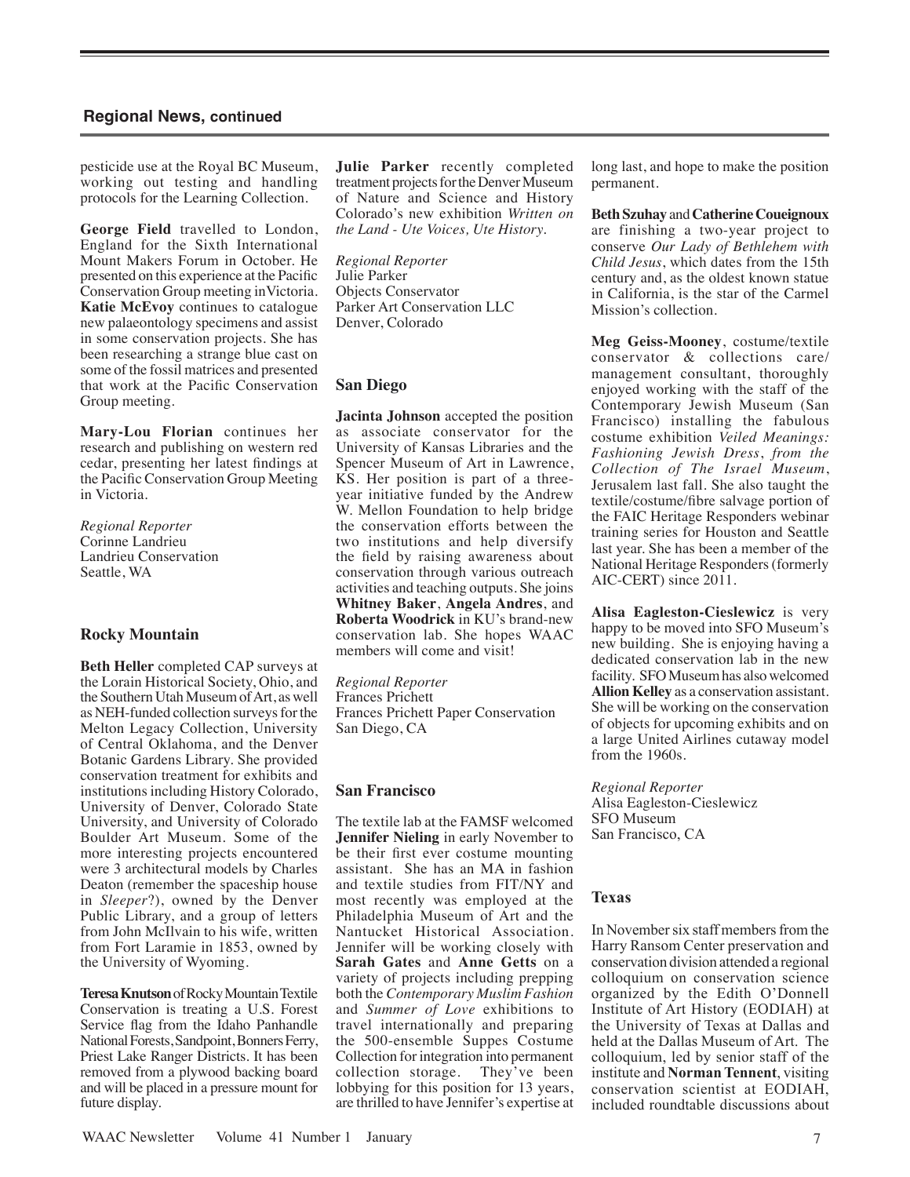## Regional News, continued

pesticide use at the Royal BC Museum, working out testing and handling protocols for the Learning Collection.

**George Field** travelled to London, England for the Sixth International Mount Makers Forum in October. He presented on this experience at the Pacific Conservation Group meeting in Victoria. **Katie McEvoy** continues to catalogue new palaeontology specimens and assist in some conservation projects. She has been researching a strange blue cast on some of the fossil matrices and presented that work at the Pacific Conservation Group meeting.

**Mary-Lou Florian** continues her research and publishing on western red cedar, presenting her latest findings at the Pacific Conservation Group Meeting in Victoria.

*Regional Reporter*
Corinne Landrieu
Landrieu Conservation
Seattle, WA

### Rocky Mountain

**Beth Heller** completed CAP surveys at the Lorain Historical Society, Ohio, and the Southern Utah Museum of Art, as well as NEH-funded collection surveys for the Melton Legacy Collection, University of Central Oklahoma, and the Denver Botanic Gardens Library. She provided conservation treatment for exhibits and institutions including History Colorado, University of Denver, Colorado State University, and University of Colorado Boulder Art Museum. Some of the more interesting projects encountered were 3 architectural models by Charles Deaton (remember the spaceship house in *Sleeper*?), owned by the Denver Public Library, and a group of letters from John McIlvain to his wife, written from Fort Laramie in 1853, owned by the University of Wyoming.

**Teresa Knutson** of Rocky Mountain Textile Conservation is treating a U.S. Forest Service flag from the Idaho Panhandle National Forests, Sandpoint, Bonners Ferry, Priest Lake Ranger Districts. It has been removed from a plywood backing board and will be placed in a pressure mount for future display.

**Julie Parker** recently completed treatment projects for the Denver Museum of Nature and Science and History Colorado's new exhibition *Written on the Land - Ute Voices, Ute History.*

*Regional Reporter*
Julie Parker
Objects Conservator
Parker Art Conservation LLC
Denver, Colorado

### San Diego

**Jacinta Johnson** accepted the position as associate conservator for the University of Kansas Libraries and the Spencer Museum of Art in Lawrence, KS. Her position is part of a three-year initiative funded by the Andrew W. Mellon Foundation to help bridge the conservation efforts between the two institutions and help diversify the field by raising awareness about conservation through various outreach activities and teaching outputs. She joins **Whitney Baker**, **Angela Andres**, and **Roberta Woodrick** in KU's brand-new conservation lab. She hopes WAAC members will come and visit!

*Regional Reporter*
Frances Prichett
Frances Prichett Paper Conservation
San Diego, CA

### San Francisco

The textile lab at the FAMSF welcomed **Jennifer Nieling** in early November to be their first ever costume mounting assistant. She has an MA in fashion and textile studies from FIT/NY and most recently was employed at the Philadelphia Museum of Art and the Nantucket Historical Association. Jennifer will be working closely with **Sarah Gates** and **Anne Getts** on a variety of projects including prepping both the *Contemporary Muslim Fashion* and *Summer of Love* exhibitions to travel internationally and preparing the 500-ensemble Suppes Costume Collection for integration into permanent collection storage. They've been lobbying for this position for 13 years, are thrilled to have Jennifer's expertise at long last, and hope to make the position permanent.

**Beth Szuhay** and **Catherine Coueignoux** are finishing a two-year project to conserve *Our Lady of Bethlehem with Child Jesus*, which dates from the 15th century and, as the oldest known statue in California, is the star of the Carmel Mission's collection.

**Meg Geiss-Mooney**, costume/textile conservator & collections care/management consultant, thoroughly enjoyed working with the staff of the Contemporary Jewish Museum (San Francisco) installing the fabulous costume exhibition *Veiled Meanings: Fashioning Jewish Dress, from the Collection of The Israel Museum*, Jerusalem last fall. She also taught the textile/costume/fibre salvage portion of the FAIC Heritage Responders webinar training series for Houston and Seattle last year. She has been a member of the National Heritage Responders (formerly AIC-CERT) since 2011.

**Alisa Eagleston-Cieslewicz** is very happy to be moved into SFO Museum's new building. She is enjoying having a dedicated conservation lab in the new facility. SFO Museum has also welcomed **Allion Kelley** as a conservation assistant. She will be working on the conservation of objects for upcoming exhibits and on a large United Airlines cutaway model from the 1960s.

*Regional Reporter*
Alisa Eagleston-Cieslewicz
SFO Museum
San Francisco, CA

### Texas

In November six staff members from the Harry Ransom Center preservation and conservation division attended a regional colloquium on conservation science organized by the Edith O'Donnell Institute of Art History (EODIAH) at the University of Texas at Dallas and held at the Dallas Museum of Art. The colloquium, led by senior staff of the institute and **Norman Tennent**, visiting conservation scientist at EODIAH, included roundtable discussions about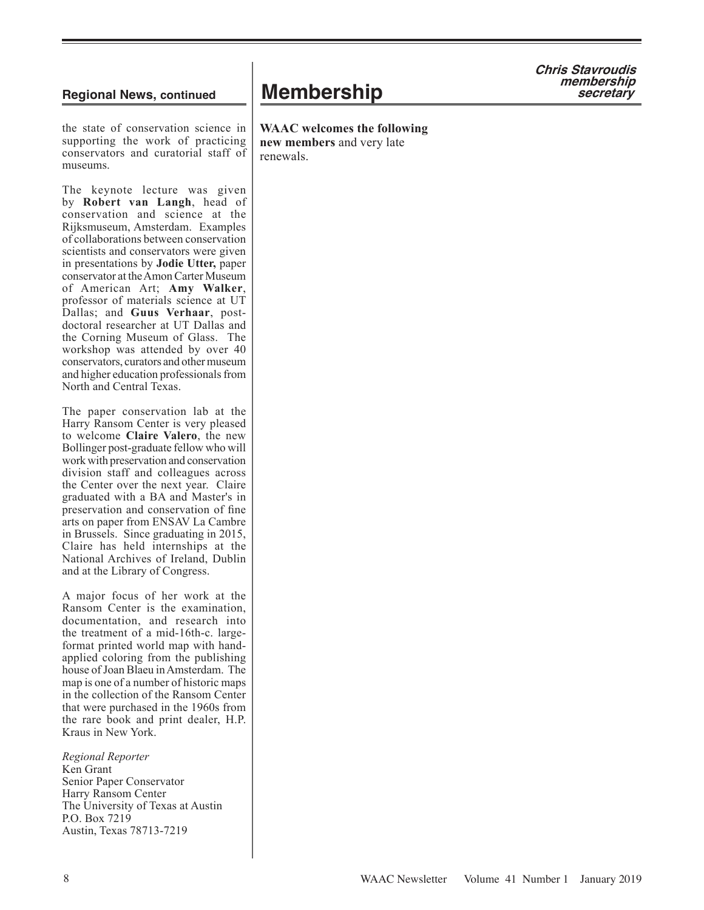## Regional News, continued

the state of conservation science in supporting the work of practicing conservators and curatorial staff of museums.

The keynote lecture was given by **Robert van Langh**, head of conservation and science at the Rijksmuseum, Amsterdam. Examples of collaborations between conservation scientists and conservators were given in presentations by **Jodie Utter,** paper conservator at the Amon Carter Museum of American Art; **Amy Walker**, professor of materials science at UT Dallas; and **Guus Verhaar**, post-doctoral researcher at UT Dallas and the Corning Museum of Glass. The workshop was attended by over 40 conservators, curators and other museum and higher education professionals from North and Central Texas.

The paper conservation lab at the Harry Ransom Center is very pleased to welcome **Claire Valero**, the new Bollinger post-graduate fellow who will work with preservation and conservation division staff and colleagues across the Center over the next year. Claire graduated with a BA and Master's in preservation and conservation of fine arts on paper from ENSAV La Cambre in Brussels. Since graduating in 2015, Claire has held internships at the National Archives of Ireland, Dublin and at the Library of Congress.

A major focus of her work at the Ransom Center is the examination, documentation, and research into the treatment of a mid-16th-c. large-format printed world map with hand-applied coloring from the publishing house of Joan Blaeu in Amsterdam. The map is one of a number of historic maps in the collection of the Ransom Center that were purchased in the 1960s from the rare book and print dealer, H.P. Kraus in New York.

*Regional Reporter*
Ken Grant
Senior Paper Conservator
Harry Ransom Center
The University of Texas at Austin
P.O. Box 7219
Austin, Texas 78713-7219

# Membership

***Chris Stavroudis membership secretary***

**WAAC welcomes the following new members** and very late renewals.